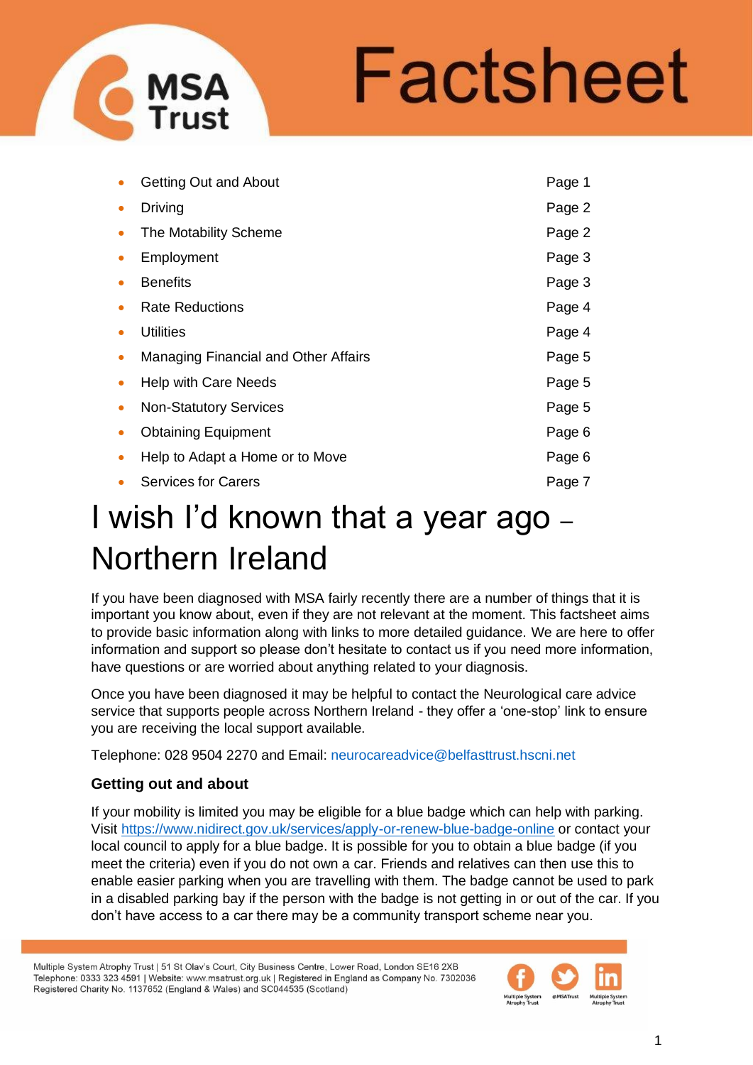# Factsheet

- Getting Out and About — Page 1
- Driving — Page 2
- The Motability Scheme — Page 2
- Employment — Page 3
- Benefits — Page 3
- Rate Reductions — Page 4
- Utilities — Page 4
- Managing Financial and Other Affairs — Page 5
- Help with Care Needs — Page 5
- Non-Statutory Services — Page 5
- Obtaining Equipment — Page 6
- Help to Adapt a Home or to Move — Page 6
- Services for Carers — Page 7

# I wish I'd known that a year ago – Northern Ireland

If you have been diagnosed with MSA fairly recently there are a number of things that it is important you know about, even if they are not relevant at the moment. This factsheet aims to provide basic information along with links to more detailed guidance. We are here to offer information and support so please don't hesitate to contact us if you need more information, have questions or are worried about anything related to your diagnosis.

Once you have been diagnosed it may be helpful to contact the Neurological care advice service that supports people across Northern Ireland - they offer a 'one-stop' link to ensure you are receiving the local support available.

Telephone: 028 9504 2270 and Email: neurocareadvice@belfasttrust.hscni.net

### Getting out and about

If your mobility is limited you may be eligible for a blue badge which can help with parking. Visit https://www.nidirect.gov.uk/services/apply-or-renew-blue-badge-online or contact your local council to apply for a blue badge. It is possible for you to obtain a blue badge (if you meet the criteria) even if you do not own a car. Friends and relatives can then use this to enable easier parking when you are travelling with them. The badge cannot be used to park in a disabled parking bay if the person with the badge is not getting in or out of the car. If you don't have access to a car there may be a community transport scheme near you.

Multiple System Atrophy Trust | 51 St Olav's Court, City Business Centre, Lower Road, London SE16 2XB
Telephone: 0333 323 4591 | Website: www.msatrust.org.uk | Registered in England as Company No. 7302036
Registered Charity No. 1137652 (England & Wales) and SC044535 (Scotland)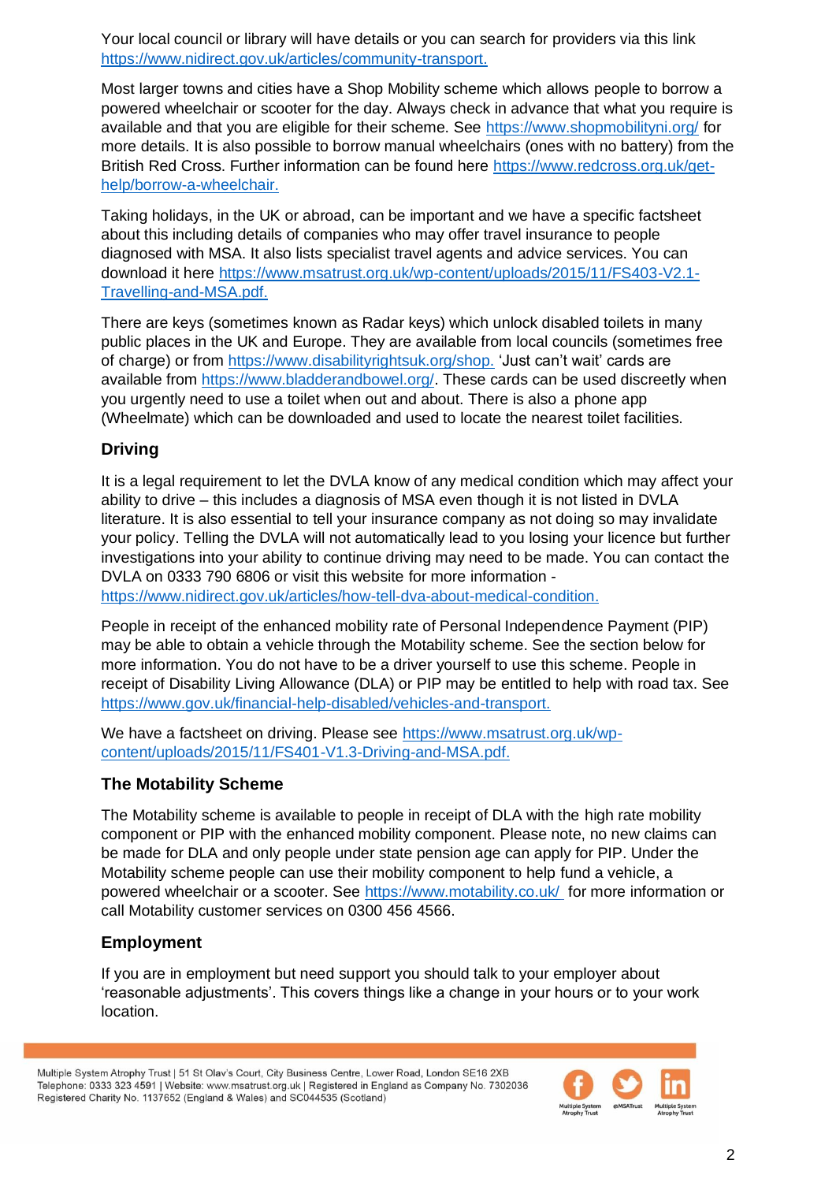Your local council or library will have details or you can search for providers via this link https://www.nidirect.gov.uk/articles/community-transport.

Most larger towns and cities have a Shop Mobility scheme which allows people to borrow a powered wheelchair or scooter for the day. Always check in advance that what you require is available and that you are eligible for their scheme. See https://www.shopmobilityni.org/ for more details. It is also possible to borrow manual wheelchairs (ones with no battery) from the British Red Cross. Further information can be found here https://www.redcross.org.uk/get-help/borrow-a-wheelchair.

Taking holidays, in the UK or abroad, can be important and we have a specific factsheet about this including details of companies who may offer travel insurance to people diagnosed with MSA. It also lists specialist travel agents and advice services. You can download it here https://www.msatrust.org.uk/wp-content/uploads/2015/11/FS403-V2.1-Travelling-and-MSA.pdf.

There are keys (sometimes known as Radar keys) which unlock disabled toilets in many public places in the UK and Europe. They are available from local councils (sometimes free of charge) or from https://www.disabilityrightsuk.org/shop. 'Just can't wait' cards are available from https://www.bladderandbowel.org/. These cards can be used discreetly when you urgently need to use a toilet when out and about. There is also a phone app (Wheelmate) which can be downloaded and used to locate the nearest toilet facilities.

### Driving

It is a legal requirement to let the DVLA know of any medical condition which may affect your ability to drive – this includes a diagnosis of MSA even though it is not listed in DVLA literature. It is also essential to tell your insurance company as not doing so may invalidate your policy. Telling the DVLA will not automatically lead to you losing your licence but further investigations into your ability to continue driving may need to be made. You can contact the DVLA on 0333 790 6806 or visit this website for more information - https://www.nidirect.gov.uk/articles/how-tell-dva-about-medical-condition.

People in receipt of the enhanced mobility rate of Personal Independence Payment (PIP) may be able to obtain a vehicle through the Motability scheme. See the section below for more information. You do not have to be a driver yourself to use this scheme. People in receipt of Disability Living Allowance (DLA) or PIP may be entitled to help with road tax. See https://www.gov.uk/financial-help-disabled/vehicles-and-transport.

We have a factsheet on driving. Please see https://www.msatrust.org.uk/wp-content/uploads/2015/11/FS401-V1.3-Driving-and-MSA.pdf.

### The Motability Scheme

The Motability scheme is available to people in receipt of DLA with the high rate mobility component or PIP with the enhanced mobility component. Please note, no new claims can be made for DLA and only people under state pension age can apply for PIP. Under the Motability scheme people can use their mobility component to help fund a vehicle, a powered wheelchair or a scooter. See https://www.motability.co.uk/ for more information or call Motability customer services on 0300 456 4566.

### Employment

If you are in employment but need support you should talk to your employer about 'reasonable adjustments'. This covers things like a change in your hours or to your work location.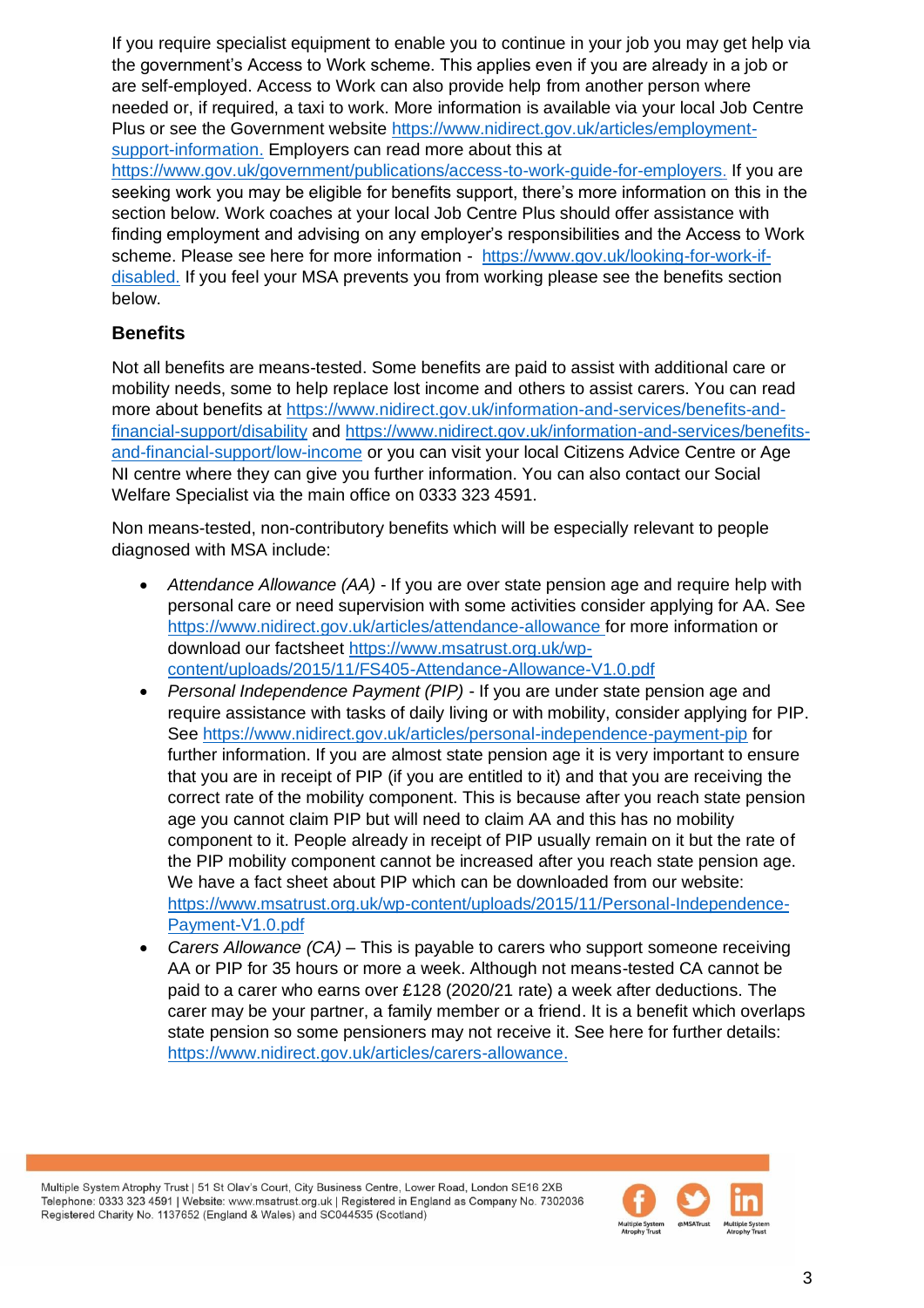If you require specialist equipment to enable you to continue in your job you may get help via the government's Access to Work scheme. This applies even if you are already in a job or are self-employed. Access to Work can also provide help from another person where needed or, if required, a taxi to work. More information is available via your local Job Centre Plus or see the Government website https://www.nidirect.gov.uk/articles/employment-support-information. Employers can read more about this at https://www.gov.uk/government/publications/access-to-work-guide-for-employers. If you are seeking work you may be eligible for benefits support, there's more information on this in the section below. Work coaches at your local Job Centre Plus should offer assistance with finding employment and advising on any employer's responsibilities and the Access to Work scheme. Please see here for more information - https://www.gov.uk/looking-for-work-if-disabled. If you feel your MSA prevents you from working please see the benefits section below.

## Benefits

Not all benefits are means-tested. Some benefits are paid to assist with additional care or mobility needs, some to help replace lost income and others to assist carers. You can read more about benefits at https://www.nidirect.gov.uk/information-and-services/benefits-and-financial-support/disability and https://www.nidirect.gov.uk/information-and-services/benefits-and-financial-support/low-income or you can visit your local Citizens Advice Centre or Age NI centre where they can give you further information. You can also contact our Social Welfare Specialist via the main office on 0333 323 4591.

Non means-tested, non-contributory benefits which will be especially relevant to people diagnosed with MSA include:

- *Attendance Allowance (AA)* - If you are over state pension age and require help with personal care or need supervision with some activities consider applying for AA. See https://www.nidirect.gov.uk/articles/attendance-allowance for more information or download our factsheet https://www.msatrust.org.uk/wp-content/uploads/2015/11/FS405-Attendance-Allowance-V1.0.pdf
- *Personal Independence Payment (PIP)* - If you are under state pension age and require assistance with tasks of daily living or with mobility, consider applying for PIP. See https://www.nidirect.gov.uk/articles/personal-independence-payment-pip for further information. If you are almost state pension age it is very important to ensure that you are in receipt of PIP (if you are entitled to it) and that you are receiving the correct rate of the mobility component. This is because after you reach state pension age you cannot claim PIP but will need to claim AA and this has no mobility component to it. People already in receipt of PIP usually remain on it but the rate of the PIP mobility component cannot be increased after you reach state pension age. We have a fact sheet about PIP which can be downloaded from our website: https://www.msatrust.org.uk/wp-content/uploads/2015/11/Personal-Independence-Payment-V1.0.pdf
- *Carers Allowance (CA)* – This is payable to carers who support someone receiving AA or PIP for 35 hours or more a week. Although not means-tested CA cannot be paid to a carer who earns over £128 (2020/21 rate) a week after deductions. The carer may be your partner, a family member or a friend. It is a benefit which overlaps state pension so some pensioners may not receive it. See here for further details: https://www.nidirect.gov.uk/articles/carers-allowance.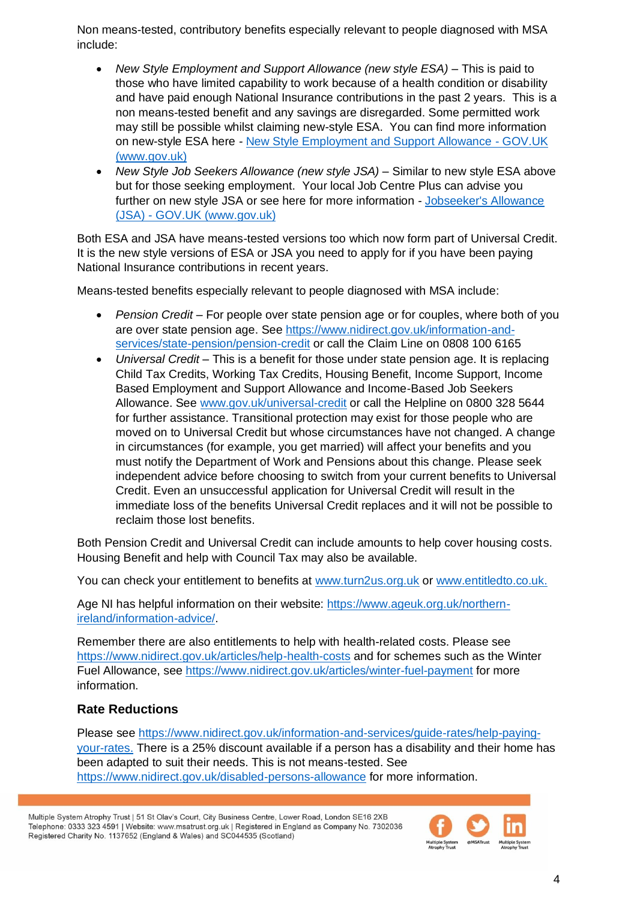Non means-tested, contributory benefits especially relevant to people diagnosed with MSA include:

- *New Style Employment and Support Allowance (new style ESA)* – This is paid to those who have limited capability to work because of a health condition or disability and have paid enough National Insurance contributions in the past 2 years. This is a non means-tested benefit and any savings are disregarded. Some permitted work may still be possible whilst claiming new-style ESA. You can find more information on new-style ESA here - [New Style Employment and Support Allowance - GOV.UK (www.gov.uk)](www.gov.uk)
- *New Style Job Seekers Allowance (new style JSA)* – Similar to new style ESA above but for those seeking employment. Your local Job Centre Plus can advise you further on new style JSA or see here for more information - [Jobseeker's Allowance (JSA) - GOV.UK (www.gov.uk)](www.gov.uk)

Both ESA and JSA have means-tested versions too which now form part of Universal Credit. It is the new style versions of ESA or JSA you need to apply for if you have been paying National Insurance contributions in recent years.

Means-tested benefits especially relevant to people diagnosed with MSA include:

- *Pension Credit* – For people over state pension age or for couples, where both of you are over state pension age. See https://www.nidirect.gov.uk/information-and-services/state-pension/pension-credit or call the Claim Line on 0808 100 6165
- *Universal Credit* – This is a benefit for those under state pension age. It is replacing Child Tax Credits, Working Tax Credits, Housing Benefit, Income Support, Income Based Employment and Support Allowance and Income-Based Job Seekers Allowance. See www.gov.uk/universal-credit or call the Helpline on 0800 328 5644 for further assistance. Transitional protection may exist for those people who are moved on to Universal Credit but whose circumstances have not changed. A change in circumstances (for example, you get married) will affect your benefits and you must notify the Department of Work and Pensions about this change. Please seek independent advice before choosing to switch from your current benefits to Universal Credit. Even an unsuccessful application for Universal Credit will result in the immediate loss of the benefits Universal Credit replaces and it will not be possible to reclaim those lost benefits.

Both Pension Credit and Universal Credit can include amounts to help cover housing costs. Housing Benefit and help with Council Tax may also be available.

You can check your entitlement to benefits at www.turn2us.org.uk or www.entitledto.co.uk.

Age NI has helpful information on their website: https://www.ageuk.org.uk/northern-ireland/information-advice/.

Remember there are also entitlements to help with health-related costs. Please see https://www.nidirect.gov.uk/articles/help-health-costs and for schemes such as the Winter Fuel Allowance, see https://www.nidirect.gov.uk/articles/winter-fuel-payment for more information.

### Rate Reductions

Please see https://www.nidirect.gov.uk/information-and-services/guide-rates/help-paying-your-rates. There is a 25% discount available if a person has a disability and their home has been adapted to suit their needs. This is not means-tested. See https://www.nidirect.gov.uk/disabled-persons-allowance for more information.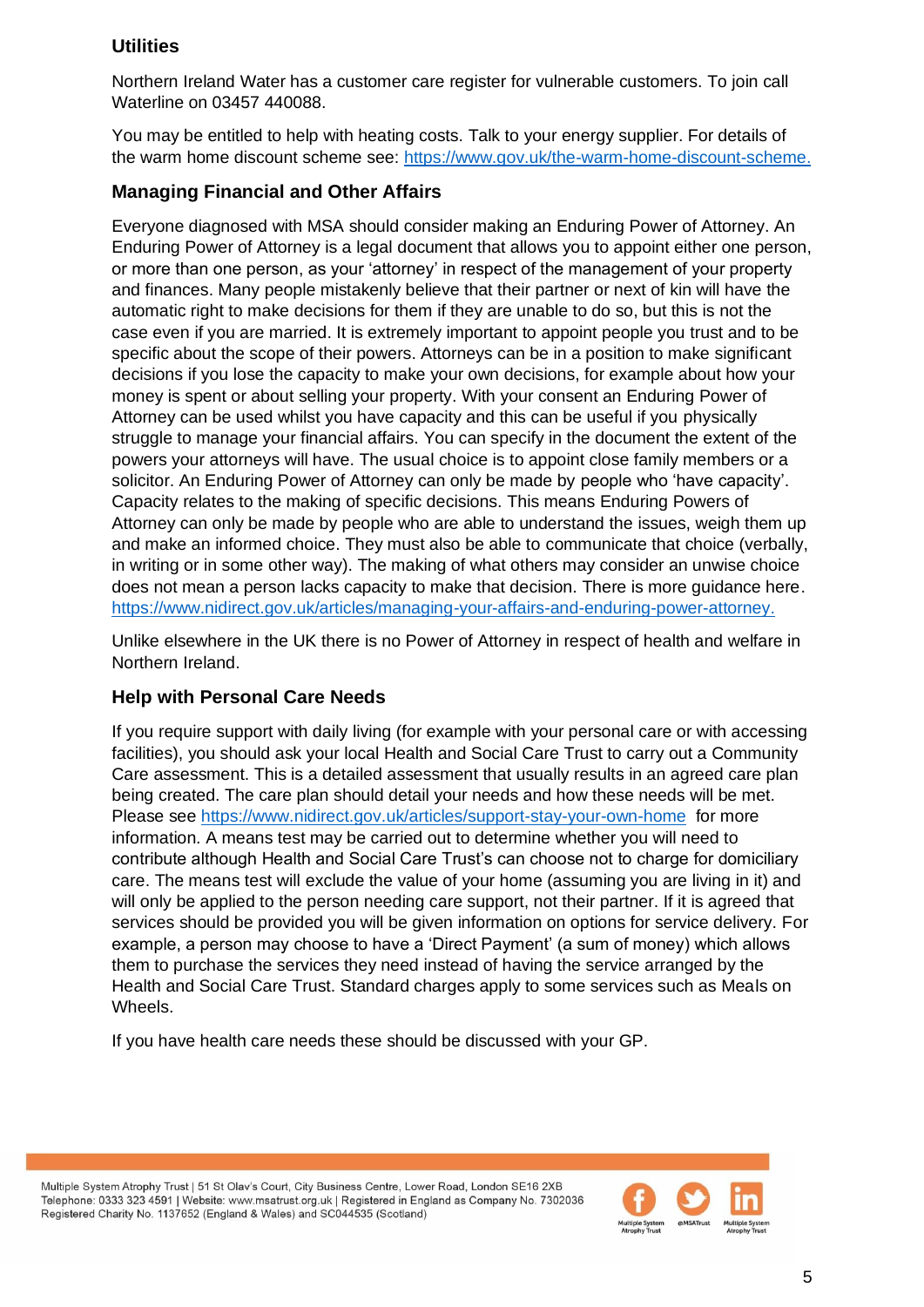### Utilities

Northern Ireland Water has a customer care register for vulnerable customers. To join call Waterline on 03457 440088.

You may be entitled to help with heating costs. Talk to your energy supplier. For details of the warm home discount scheme see: https://www.gov.uk/the-warm-home-discount-scheme.

### Managing Financial and Other Affairs

Everyone diagnosed with MSA should consider making an Enduring Power of Attorney. An Enduring Power of Attorney is a legal document that allows you to appoint either one person, or more than one person, as your 'attorney' in respect of the management of your property and finances. Many people mistakenly believe that their partner or next of kin will have the automatic right to make decisions for them if they are unable to do so, but this is not the case even if you are married. It is extremely important to appoint people you trust and to be specific about the scope of their powers. Attorneys can be in a position to make significant decisions if you lose the capacity to make your own decisions, for example about how your money is spent or about selling your property. With your consent an Enduring Power of Attorney can be used whilst you have capacity and this can be useful if you physically struggle to manage your financial affairs. You can specify in the document the extent of the powers your attorneys will have. The usual choice is to appoint close family members or a solicitor. An Enduring Power of Attorney can only be made by people who 'have capacity'. Capacity relates to the making of specific decisions. This means Enduring Powers of Attorney can only be made by people who are able to understand the issues, weigh them up and make an informed choice. They must also be able to communicate that choice (verbally, in writing or in some other way). The making of what others may consider an unwise choice does not mean a person lacks capacity to make that decision. There is more guidance here. https://www.nidirect.gov.uk/articles/managing-your-affairs-and-enduring-power-attorney.

Unlike elsewhere in the UK there is no Power of Attorney in respect of health and welfare in Northern Ireland.

### Help with Personal Care Needs

If you require support with daily living (for example with your personal care or with accessing facilities), you should ask your local Health and Social Care Trust to carry out a Community Care assessment. This is a detailed assessment that usually results in an agreed care plan being created. The care plan should detail your needs and how these needs will be met. Please see https://www.nidirect.gov.uk/articles/support-stay-your-own-home for more information. A means test may be carried out to determine whether you will need to contribute although Health and Social Care Trust's can choose not to charge for domiciliary care. The means test will exclude the value of your home (assuming you are living in it) and will only be applied to the person needing care support, not their partner. If it is agreed that services should be provided you will be given information on options for service delivery. For example, a person may choose to have a 'Direct Payment' (a sum of money) which allows them to purchase the services they need instead of having the service arranged by the Health and Social Care Trust. Standard charges apply to some services such as Meals on Wheels.

If you have health care needs these should be discussed with your GP.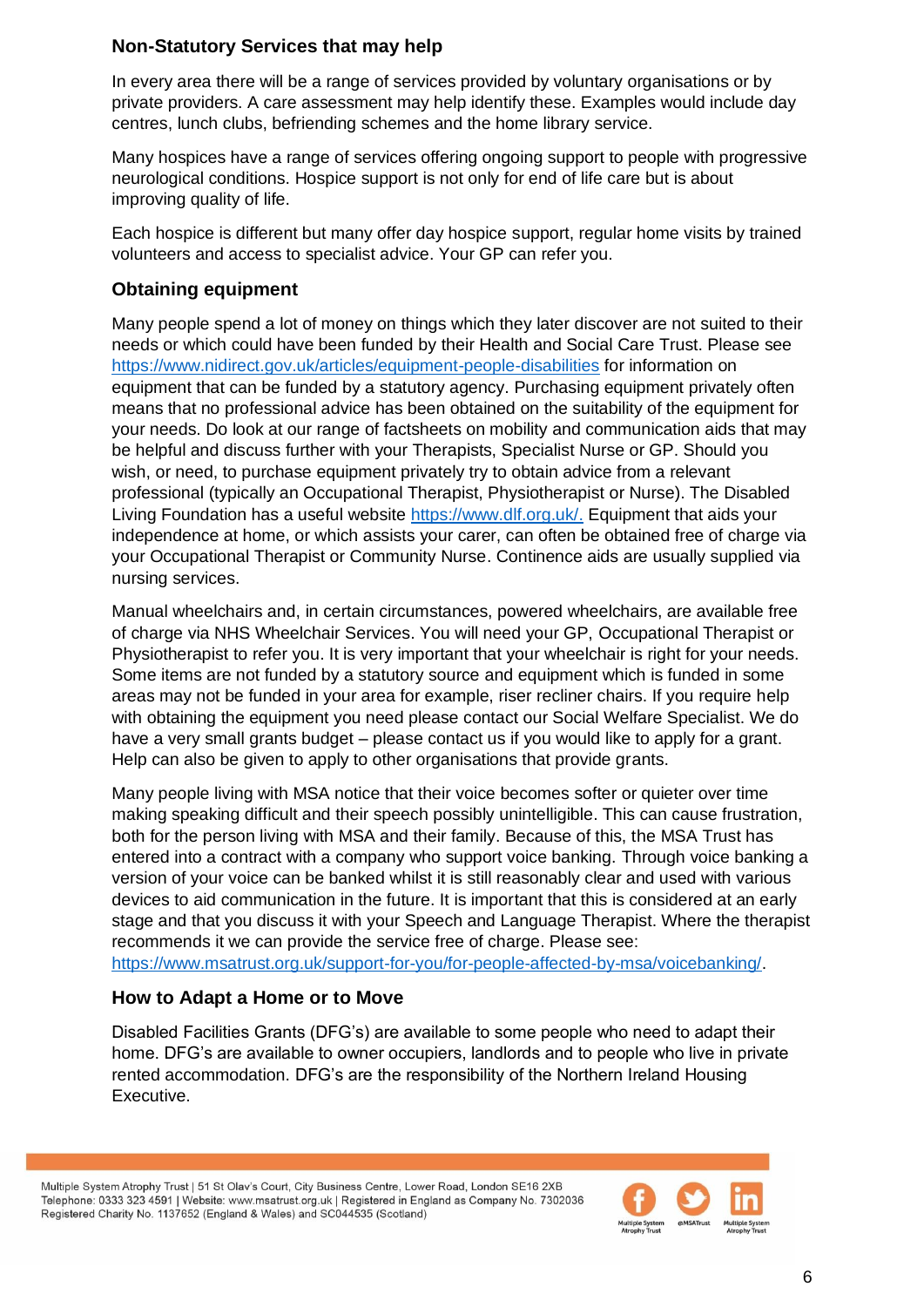## Non-Statutory Services that may help

In every area there will be a range of services provided by voluntary organisations or by private providers. A care assessment may help identify these. Examples would include day centres, lunch clubs, befriending schemes and the home library service.

Many hospices have a range of services offering ongoing support to people with progressive neurological conditions. Hospice support is not only for end of life care but is about improving quality of life.

Each hospice is different but many offer day hospice support, regular home visits by trained volunteers and access to specialist advice. Your GP can refer you.

## Obtaining equipment

Many people spend a lot of money on things which they later discover are not suited to their needs or which could have been funded by their Health and Social Care Trust. Please see https://www.nidirect.gov.uk/articles/equipment-people-disabilities for information on equipment that can be funded by a statutory agency. Purchasing equipment privately often means that no professional advice has been obtained on the suitability of the equipment for your needs. Do look at our range of factsheets on mobility and communication aids that may be helpful and discuss further with your Therapists, Specialist Nurse or GP. Should you wish, or need, to purchase equipment privately try to obtain advice from a relevant professional (typically an Occupational Therapist, Physiotherapist or Nurse). The Disabled Living Foundation has a useful website https://www.dlf.org.uk/. Equipment that aids your independence at home, or which assists your carer, can often be obtained free of charge via your Occupational Therapist or Community Nurse. Continence aids are usually supplied via nursing services.

Manual wheelchairs and, in certain circumstances, powered wheelchairs, are available free of charge via NHS Wheelchair Services. You will need your GP, Occupational Therapist or Physiotherapist to refer you. It is very important that your wheelchair is right for your needs. Some items are not funded by a statutory source and equipment which is funded in some areas may not be funded in your area for example, riser recliner chairs. If you require help with obtaining the equipment you need please contact our Social Welfare Specialist. We do have a very small grants budget – please contact us if you would like to apply for a grant. Help can also be given to apply to other organisations that provide grants.

Many people living with MSA notice that their voice becomes softer or quieter over time making speaking difficult and their speech possibly unintelligible. This can cause frustration, both for the person living with MSA and their family. Because of this, the MSA Trust has entered into a contract with a company who support voice banking. Through voice banking a version of your voice can be banked whilst it is still reasonably clear and used with various devices to aid communication in the future. It is important that this is considered at an early stage and that you discuss it with your Speech and Language Therapist. Where the therapist recommends it we can provide the service free of charge. Please see: https://www.msatrust.org.uk/support-for-you/for-people-affected-by-msa/voicebanking/.

## How to Adapt a Home or to Move

Disabled Facilities Grants (DFG's) are available to some people who need to adapt their home. DFG's are available to owner occupiers, landlords and to people who live in private rented accommodation. DFG's are the responsibility of the Northern Ireland Housing Executive.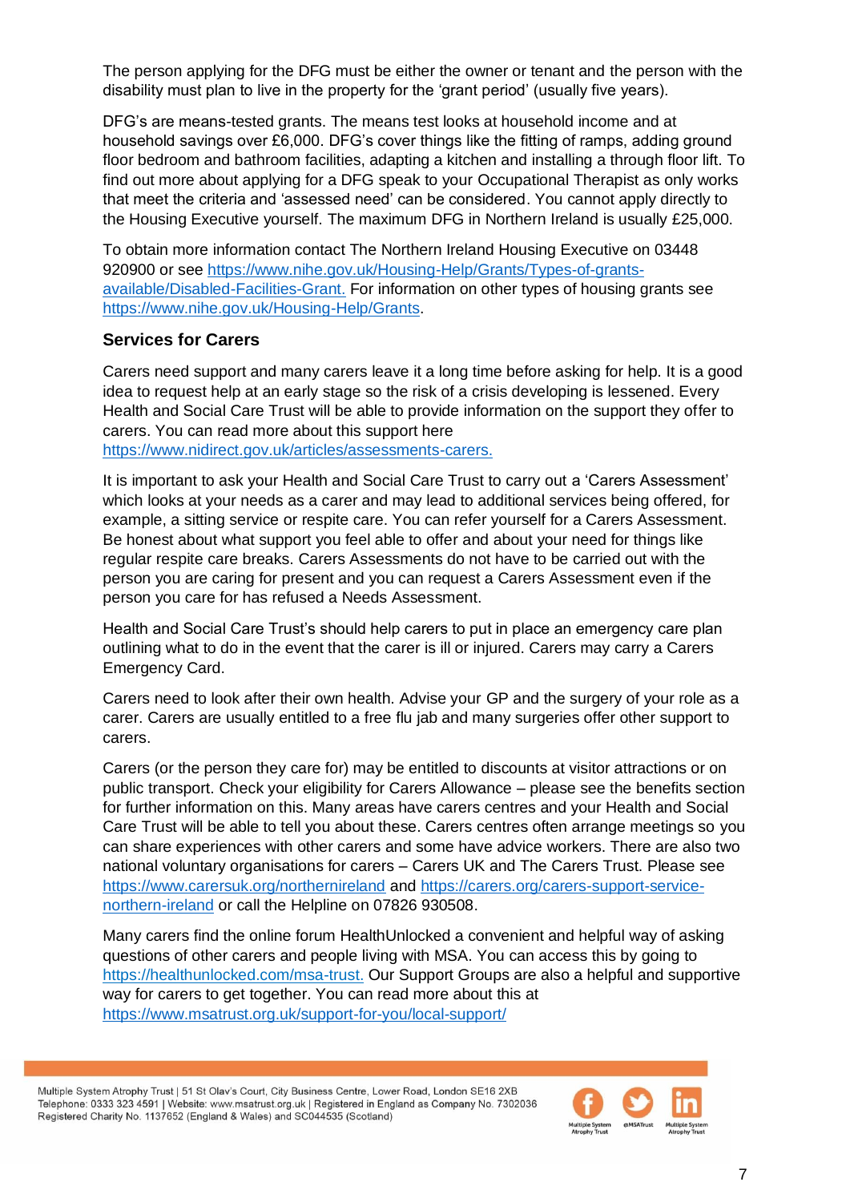The person applying for the DFG must be either the owner or tenant and the person with the disability must plan to live in the property for the 'grant period' (usually five years).

DFG's are means-tested grants. The means test looks at household income and at household savings over £6,000. DFG's cover things like the fitting of ramps, adding ground floor bedroom and bathroom facilities, adapting a kitchen and installing a through floor lift. To find out more about applying for a DFG speak to your Occupational Therapist as only works that meet the criteria and 'assessed need' can be considered. You cannot apply directly to the Housing Executive yourself. The maximum DFG in Northern Ireland is usually £25,000.

To obtain more information contact The Northern Ireland Housing Executive on 03448 920900 or see https://www.nihe.gov.uk/Housing-Help/Grants/Types-of-grants-available/Disabled-Facilities-Grant. For information on other types of housing grants see https://www.nihe.gov.uk/Housing-Help/Grants.

### Services for Carers

Carers need support and many carers leave it a long time before asking for help. It is a good idea to request help at an early stage so the risk of a crisis developing is lessened. Every Health and Social Care Trust will be able to provide information on the support they offer to carers. You can read more about this support here https://www.nidirect.gov.uk/articles/assessments-carers.

It is important to ask your Health and Social Care Trust to carry out a 'Carers Assessment' which looks at your needs as a carer and may lead to additional services being offered, for example, a sitting service or respite care. You can refer yourself for a Carers Assessment. Be honest about what support you feel able to offer and about your need for things like regular respite care breaks. Carers Assessments do not have to be carried out with the person you are caring for present and you can request a Carers Assessment even if the person you care for has refused a Needs Assessment.

Health and Social Care Trust's should help carers to put in place an emergency care plan outlining what to do in the event that the carer is ill or injured. Carers may carry a Carers Emergency Card.

Carers need to look after their own health. Advise your GP and the surgery of your role as a carer. Carers are usually entitled to a free flu jab and many surgeries offer other support to carers.

Carers (or the person they care for) may be entitled to discounts at visitor attractions or on public transport. Check your eligibility for Carers Allowance – please see the benefits section for further information on this. Many areas have carers centres and your Health and Social Care Trust will be able to tell you about these. Carers centres often arrange meetings so you can share experiences with other carers and some have advice workers. There are also two national voluntary organisations for carers – Carers UK and The Carers Trust. Please see https://www.carersuk.org/northernireland and https://carers.org/carers-support-service-northern-ireland or call the Helpline on 07826 930508.

Many carers find the online forum HealthUnlocked a convenient and helpful way of asking questions of other carers and people living with MSA. You can access this by going to https://healthunlocked.com/msa-trust. Our Support Groups are also a helpful and supportive way for carers to get together. You can read more about this at https://www.msatrust.org.uk/support-for-you/local-support/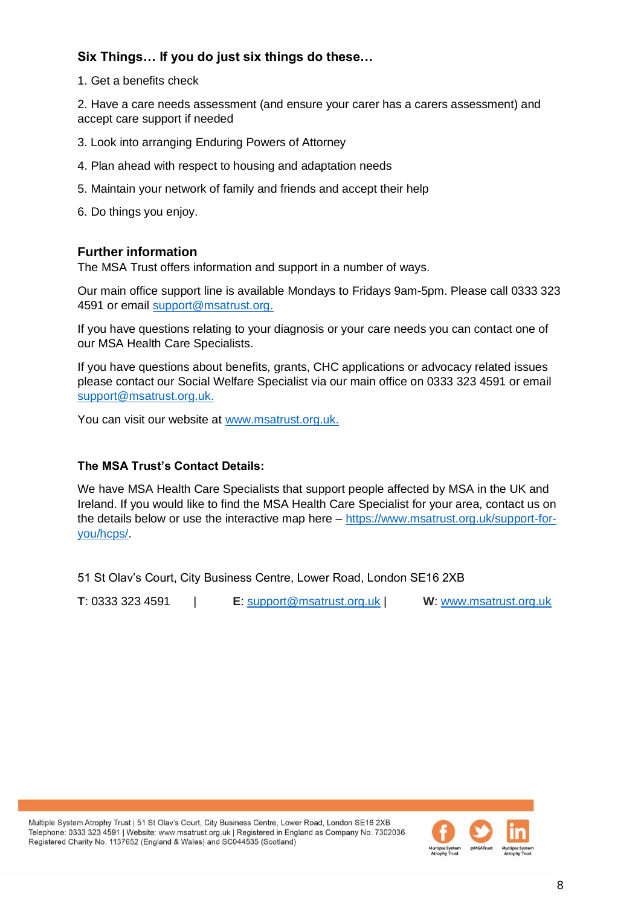### Six Things… If you do just six things do these…

1. Get a benefits check
2. Have a care needs assessment (and ensure your carer has a carers assessment) and accept care support if needed
3. Look into arranging Enduring Powers of Attorney
4. Plan ahead with respect to housing and adaptation needs
5. Maintain your network of family and friends and accept their help
6. Do things you enjoy.

## Further information

The MSA Trust offers information and support in a number of ways.

Our main office support line is available Mondays to Fridays 9am-5pm. Please call 0333 323 4591 or email support@msatrust.org.

If you have questions relating to your diagnosis or your care needs you can contact one of our MSA Health Care Specialists.

If you have questions about benefits, grants, CHC applications or advocacy related issues please contact our Social Welfare Specialist via our main office on 0333 323 4591 or email support@msatrust.org.uk.

You can visit our website at www.msatrust.org.uk.

### The MSA Trust's Contact Details:

We have MSA Health Care Specialists that support people affected by MSA in the UK and Ireland. If you would like to find the MSA Health Care Specialist for your area, contact us on the details below or use the interactive map here – https://www.msatrust.org.uk/support-for-you/hcps/.

51 St Olav's Court, City Business Centre, Lower Road, London SE16 2XB

**T**: 0333 323 4591 | **E**: support@msatrust.org.uk | **W**: www.msatrust.org.uk

Multiple System Atrophy Trust | 51 St Olav's Court, City Business Centre, Lower Road, London SE16 2XB
Telephone: 0333 323 4591 | Website: www.msatrust.org.uk | Registered in England as Company No. 7302036
Registered Charity No. 1137652 (England & Wales) and SC044535 (Scotland)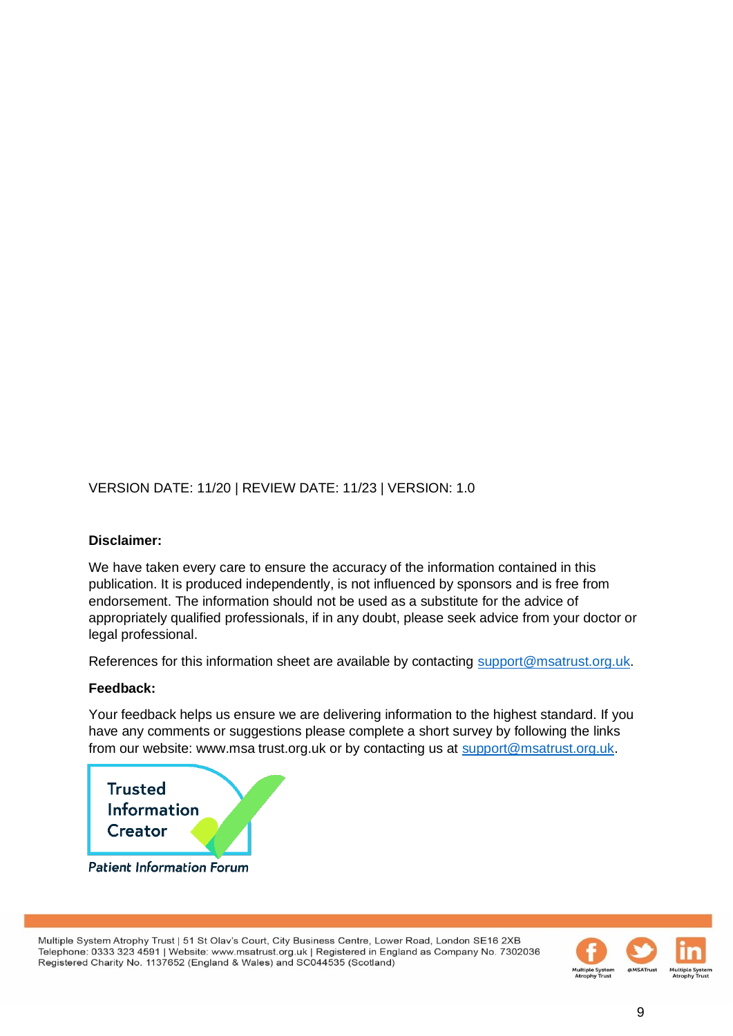VERSION DATE: 11/20 | REVIEW DATE: 11/23 | VERSION: 1.0

**Disclaimer:**

We have taken every care to ensure the accuracy of the information contained in this publication. It is produced independently, is not influenced by sponsors and is free from endorsement. The information should not be used as a substitute for the advice of appropriately qualified professionals, if in any doubt, please seek advice from your doctor or legal professional.

References for this information sheet are available by contacting support@msatrust.org.uk.

**Feedback:**

Your feedback helps us ensure we are delivering information to the highest standard. If you have any comments or suggestions please complete a short survey by following the links from our website: www.msa trust.org.uk or by contacting us at support@msatrust.org.uk.

Trusted Information Creator

Patient Information Forum

Multiple System Atrophy Trust | 51 St Olav's Court, City Business Centre, Lower Road, London SE16 2XB
Telephone: 0333 323 4591 | Website: www.msatrust.org.uk | Registered in England as Company No. 7302036
Registered Charity No. 1137652 (England & Wales) and SC044535 (Scotland)

Multiple System Atrophy Trust @MSATrust Multiple System Atrophy Trust